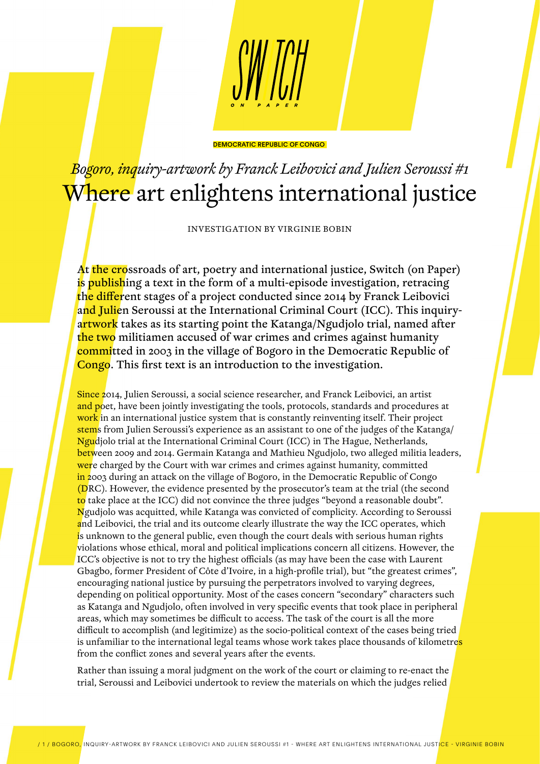SWITCH ON PAPER

DEMOCRATIC REPUBLIC OF CONGO

# *Bogoro, inquiry-artwork by Franck Leibovici and Julien Seroussi #1*
# Where art enlightens international justice

INVESTIGATION BY VIRGINIE BOBIN

**At the crossroads of art, poetry and international justice, Switch (on Paper) is publishing a text in the form of a multi-episode investigation, retracing the different stages of a project conducted since 2014 by Franck Leibovici and Julien Seroussi at the International Criminal Court (ICC). This inquiry-artwork takes as its starting point the Katanga/Ngudjolo trial, named after the two militiamen accused of war crimes and crimes against humanity committed in 2003 in the village of Bogoro in the Democratic Republic of Congo. This first text is an introduction to the investigation.**

Since 2014, Julien Seroussi, a social science researcher, and Franck Leibovici, an artist and poet, have been jointly investigating the tools, protocols, standards and procedures at work in an international justice system that is constantly reinventing itself. Their project stems from Julien Seroussi's experience as an assistant to one of the judges of the Katanga/Ngudjolo trial at the International Criminal Court (ICC) in The Hague, Netherlands, between 2009 and 2014. Germain Katanga and Mathieu Ngudjolo, two alleged militia leaders, were charged by the Court with war crimes and crimes against humanity, committed in 2003 during an attack on the village of Bogoro, in the Democratic Republic of Congo (DRC). However, the evidence presented by the prosecutor's team at the trial (the second to take place at the ICC) did not convince the three judges "beyond a reasonable doubt". Ngudjolo was acquitted, while Katanga was convicted of complicity. According to Seroussi and Leibovici, the trial and its outcome clearly illustrate the way the ICC operates, which is unknown to the general public, even though the court deals with serious human rights violations whose ethical, moral and political implications concern all citizens. However, the ICC's objective is not to try the highest officials (as may have been the case with Laurent Gbagbo, former President of Côte d'Ivoire, in a high-profile trial), but "the greatest crimes", encouraging national justice by pursuing the perpetrators involved to varying degrees, depending on political opportunity. Most of the cases concern "secondary" characters such as Katanga and Ngudjolo, often involved in very specific events that took place in peripheral areas, which may sometimes be difficult to access. The task of the court is all the more difficult to accomplish (and legitimize) as the socio-political context of the cases being tried is unfamiliar to the international legal teams whose work takes place thousands of kilometres from the conflict zones and several years after the events.

Rather than issuing a moral judgment on the work of the court or claiming to re-enact the trial, Seroussi and Leibovici undertook to review the materials on which the judges relied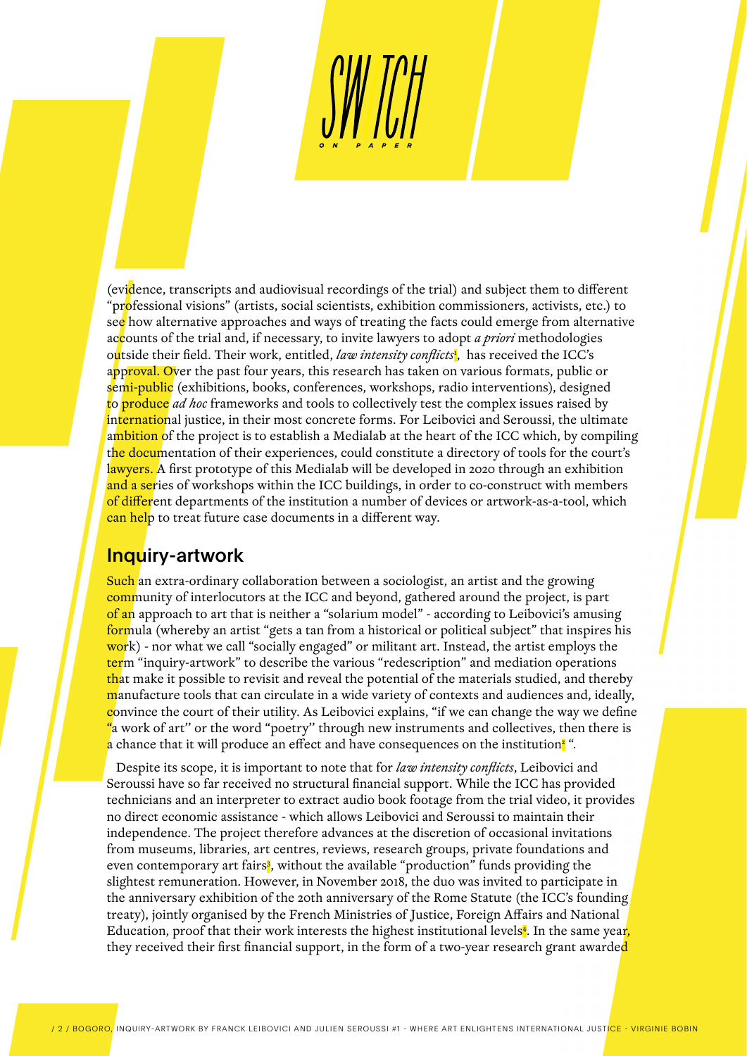(evidence, transcripts and audiovisual recordings of the trial) and subject them to different "professional visions" (artists, social scientists, exhibition commissioners, activists, etc.) to see how alternative approaches and ways of treating the facts could emerge from alternative accounts of the trial and, if necessary, to invite lawyers to adopt *a priori* methodologies outside their field. Their work, entitled, *law intensity conflicts*[1], has received the ICC's approval. Over the past four years, this research has taken on various formats, public or semi-public (exhibitions, books, conferences, workshops, radio interventions), designed to produce *ad hoc* frameworks and tools to collectively test the complex issues raised by international justice, in their most concrete forms. For Leibovici and Seroussi, the ultimate ambition of the project is to establish a Medialab at the heart of the ICC which, by compiling the documentation of their experiences, could constitute a directory of tools for the court's lawyers. A first prototype of this Medialab will be developed in 2020 through an exhibition and a series of workshops within the ICC buildings, in order to co-construct with members of different departments of the institution a number of devices or artwork-as-a-tool, which can help to treat future case documents in a different way.

## Inquiry-artwork

Such an extra-ordinary collaboration between a sociologist, an artist and the growing community of interlocutors at the ICC and beyond, gathered around the project, is part of an approach to art that is neither a "solarium model" - according to Leibovici's amusing formula (whereby an artist "gets a tan from a historical or political subject" that inspires his work) - nor what we call "socially engaged" or militant art. Instead, the artist employs the term "inquiry-artwork" to describe the various "redescription" and mediation operations that make it possible to revisit and reveal the potential of the materials studied, and thereby manufacture tools that can circulate in a wide variety of contexts and audiences and, ideally, convince the court of their utility. As Leibovici explains, "if we can change the way we define "a work of art" or the word "poetry" through new instruments and collectives, then there is a chance that it will produce an effect and have consequences on the institution[2] ".

Despite its scope, it is important to note that for *law intensity conflicts*, Leibovici and Seroussi have so far received no structural financial support. While the ICC has provided technicians and an interpreter to extract audio book footage from the trial video, it provides no direct economic assistance - which allows Leibovici and Seroussi to maintain their independence. The project therefore advances at the discretion of occasional invitations from museums, libraries, art centres, reviews, research groups, private foundations and even contemporary art fairs[3], without the available "production" funds providing the slightest remuneration. However, in November 2018, the duo was invited to participate in the anniversary exhibition of the 20th anniversary of the Rome Statute (the ICC's founding treaty), jointly organised by the French Ministries of Justice, Foreign Affairs and National Education, proof that their work interests the highest institutional levels[4]. In the same year, they received their first financial support, in the form of a two-year research grant awarded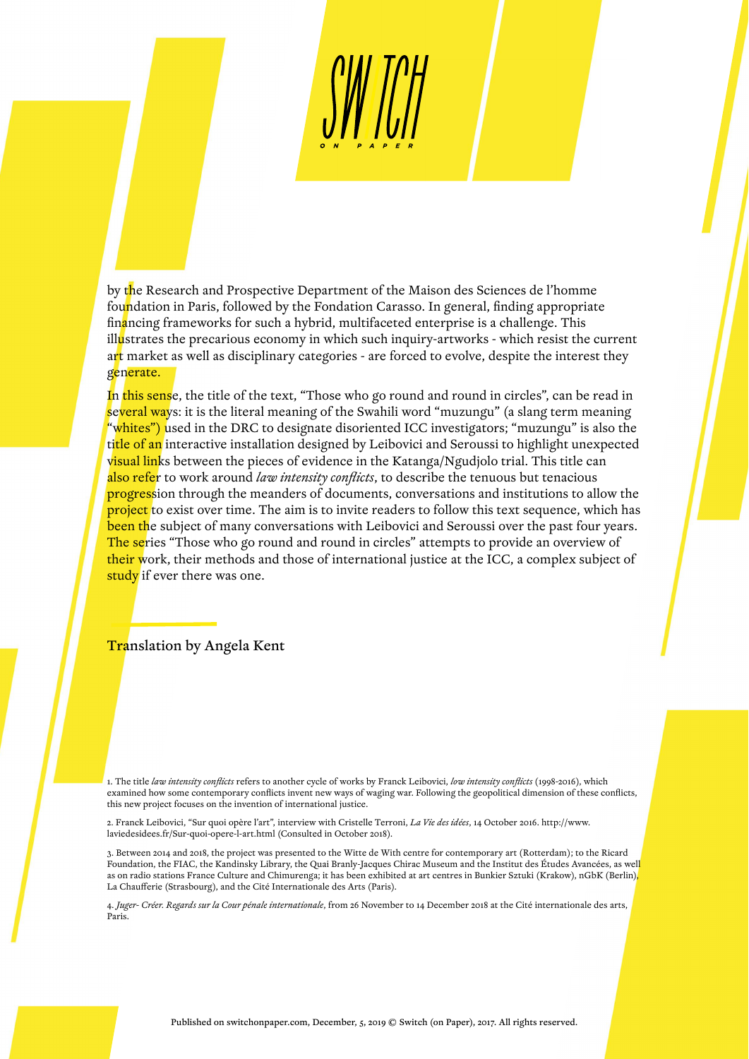by the Research and Prospective Department of the Maison des Sciences de l'homme foundation in Paris, followed by the Fondation Carasso. In general, finding appropriate financing frameworks for such a hybrid, multifaceted enterprise is a challenge. This illustrates the precarious economy in which such inquiry-artworks - which resist the current art market as well as disciplinary categories - are forced to evolve, despite the interest they generate.

In this sense, the title of the text, "Those who go round and round in circles", can be read in several ways: it is the literal meaning of the Swahili word "muzungu" (a slang term meaning "whites") used in the DRC to designate disoriented ICC investigators; "muzungu" is also the title of an interactive installation designed by Leibovici and Seroussi to highlight unexpected visual links between the pieces of evidence in the Katanga/Ngudjolo trial. This title can also refer to work around *law intensity conflicts*, to describe the tenuous but tenacious progression through the meanders of documents, conversations and institutions to allow the project to exist over time. The aim is to invite readers to follow this text sequence, which has been the subject of many conversations with Leibovici and Seroussi over the past four years. The series "Those who go round and round in circles" attempts to provide an overview of their work, their methods and those of international justice at the ICC, a complex subject of study if ever there was one.

Translation by Angela Kent

1. The title *law intensity conflicts* refers to another cycle of works by Franck Leibovici, *low intensity conflicts* (1998-2016), which examined how some contemporary conflicts invent new ways of waging war. Following the geopolitical dimension of these conflicts, this new project focuses on the invention of international justice.

2. Franck Leibovici, "Sur quoi opère l'art", interview with Cristelle Terroni, *La Vie des idées*, 14 October 2016. http://www.laviedesidees.fr/Sur-quoi-opere-l-art.html (Consulted in October 2018).

3. Between 2014 and 2018, the project was presented to the Witte de With centre for contemporary art (Rotterdam); to the Ricard Foundation, the FIAC, the Kandinsky Library, the Quai Branly-Jacques Chirac Museum and the Institut des Études Avancées, as well as on radio stations France Culture and Chimurenga; it has been exhibited at art centres in Bunkier Sztuki (Krakow), nGbK (Berlin), La Chaufferie (Strasbourg), and the Cité Internationale des Arts (Paris).

4. *Juger- Créer. Regards sur la Cour pénale internationale*, from 26 November to 14 December 2018 at the Cité internationale des arts, Paris.

Published on switchonpaper.com, December, 5, 2019 © Switch (on Paper), 2017. All rights reserved.